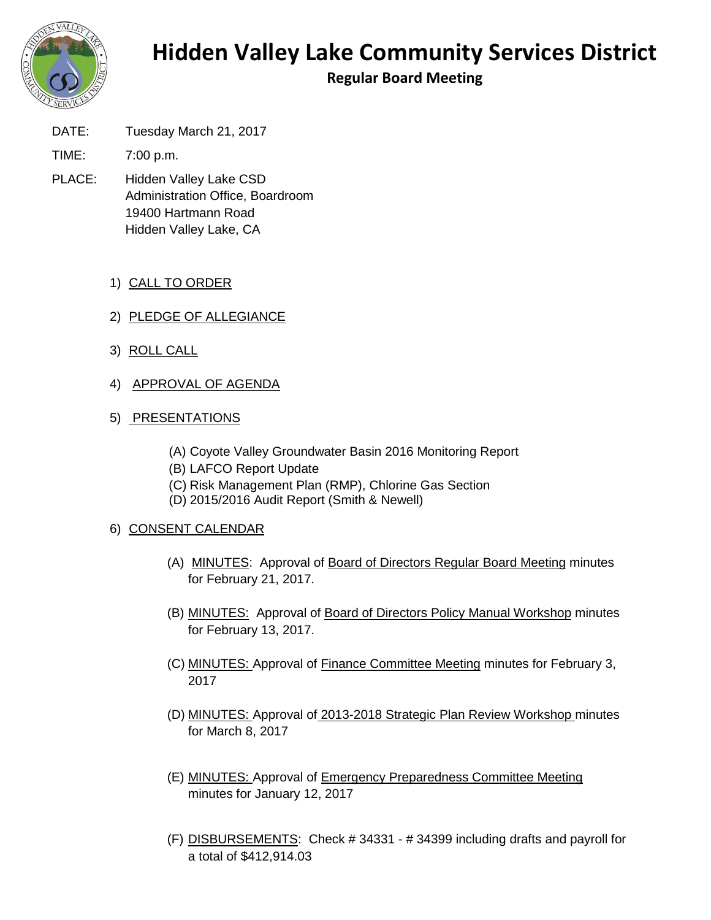# Hidden Valley Lake Community Services District

## Regular Board Meeting

DATE: Tuesday March 21, 2017

TIME: 7:00 p.m.

PLACE: Hidden Valley Lake CSD
Administration Office, Boardroom
19400 Hartmann Road
Hidden Valley Lake, CA

1) CALL TO ORDER

2) PLEDGE OF ALLEGIANCE

3) ROLL CALL

4) APPROVAL OF AGENDA

5) PRESENTATIONS

   (A) Coyote Valley Groundwater Basin 2016 Monitoring Report
   (B) LAFCO Report Update
   (C) Risk Management Plan (RMP), Chlorine Gas Section
   (D) 2015/2016 Audit Report (Smith & Newell)

6) CONSENT CALENDAR

   (A) MINUTES: Approval of Board of Directors Regular Board Meeting minutes for February 21, 2017.

   (B) MINUTES: Approval of Board of Directors Policy Manual Workshop minutes for February 13, 2017.

   (C) MINUTES: Approval of Finance Committee Meeting minutes for February 3, 2017

   (D) MINUTES: Approval of 2013-2018 Strategic Plan Review Workshop minutes for March 8, 2017

   (E) MINUTES: Approval of Emergency Preparedness Committee Meeting minutes for January 12, 2017

   (F) DISBURSEMENTS: Check # 34331 - # 34399 including drafts and payroll for a total of $412,914.03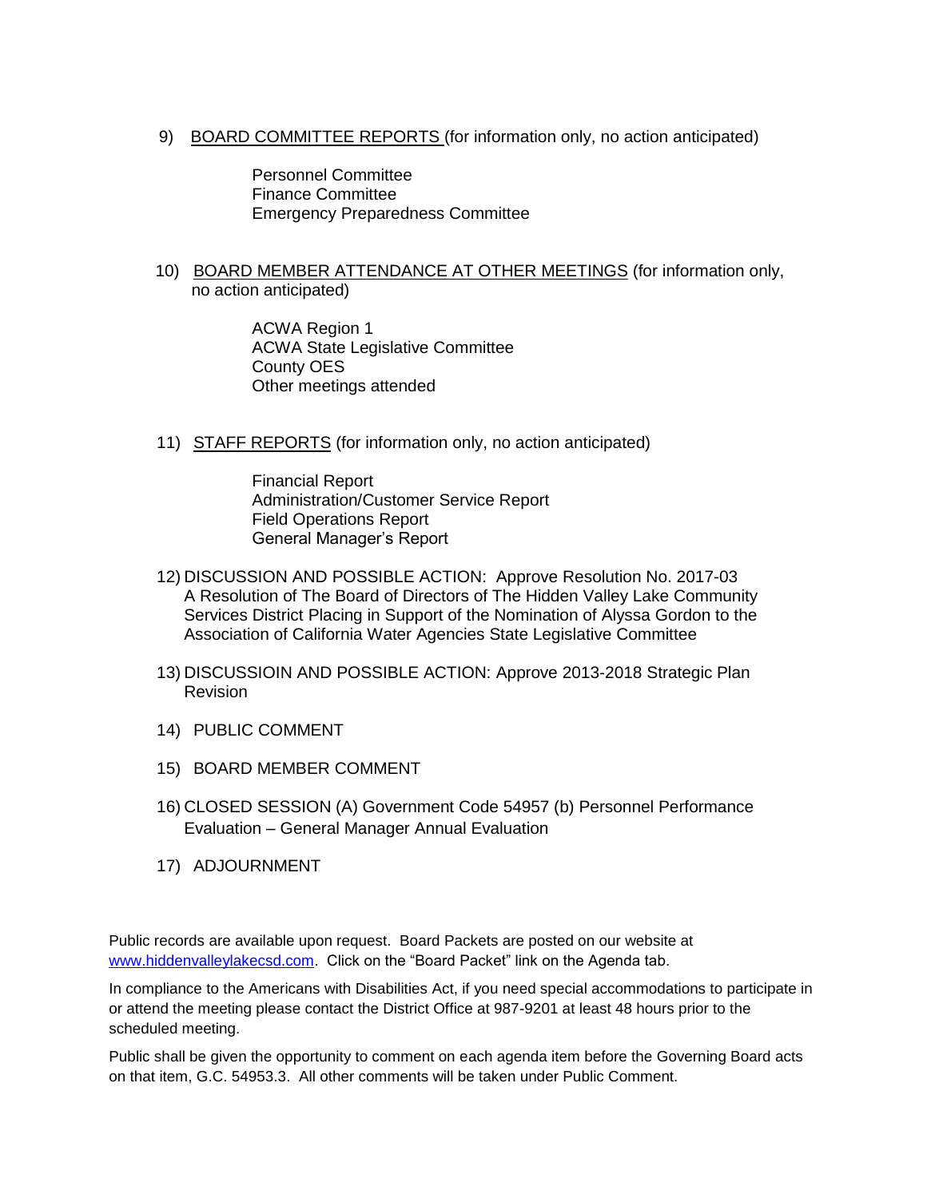9) <u>BOARD COMMITTEE REPORTS</u> (for information only, no action anticipated)

    Personnel Committee
    Finance Committee
    Emergency Preparedness Committee

10) <u>BOARD MEMBER ATTENDANCE AT OTHER MEETINGS</u> (for information only, no action anticipated)

    ACWA Region 1
    ACWA State Legislative Committee
    County OES
    Other meetings attended

11) <u>STAFF REPORTS</u> (for information only, no action anticipated)

    Financial Report
    Administration/Customer Service Report
    Field Operations Report
    General Manager's Report

12) DISCUSSION AND POSSIBLE ACTION: Approve Resolution No. 2017-03 A Resolution of The Board of Directors of The Hidden Valley Lake Community Services District Placing in Support of the Nomination of Alyssa Gordon to the Association of California Water Agencies State Legislative Committee

13) DISCUSSIOIN AND POSSIBLE ACTION: Approve 2013-2018 Strategic Plan Revision

14) PUBLIC COMMENT

15) BOARD MEMBER COMMENT

16) CLOSED SESSION (A) Government Code 54957 (b) Personnel Performance Evaluation – General Manager Annual Evaluation

17) ADJOURNMENT

Public records are available upon request. Board Packets are posted on our website at www.hiddenvalleylakecsd.com. Click on the "Board Packet" link on the Agenda tab.

In compliance to the Americans with Disabilities Act, if you need special accommodations to participate in or attend the meeting please contact the District Office at 987-9201 at least 48 hours prior to the scheduled meeting.

Public shall be given the opportunity to comment on each agenda item before the Governing Board acts on that item, G.C. 54953.3. All other comments will be taken under Public Comment.